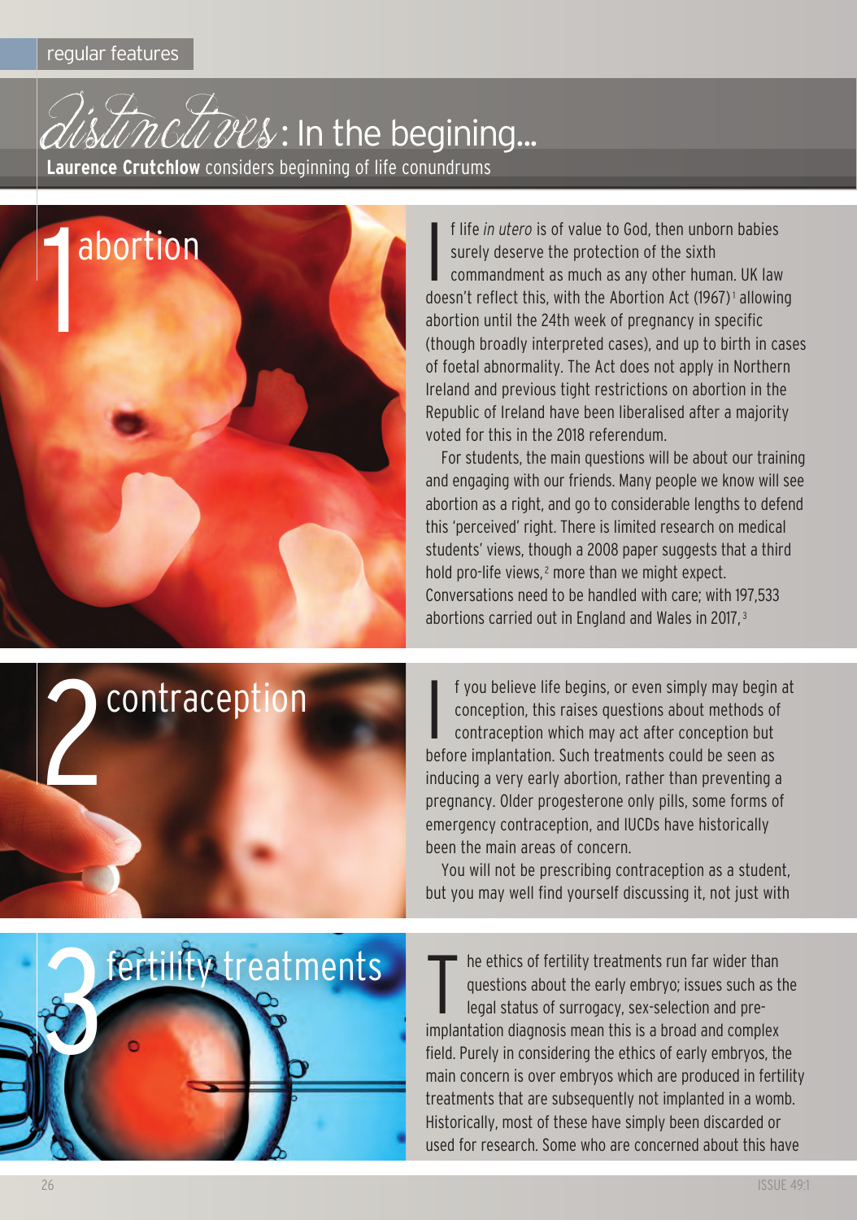regular features

# *distinctives*: In the begining...

**Laurence Crutchlow** considers beginning of life conundrums

## 1 abortion

If life *in utero* is of value to God, then unborn babies surely deserve the protection of the sixth commandment as much as any other human. UK law doesn't reflect this, with the Abortion Act (1967)[1] allowing abortion until the 24th week of pregnancy in specific (though broadly interpreted cases), and up to birth in cases of foetal abnormality. The Act does not apply in Northern Ireland and previous tight restrictions on abortion in the Republic of Ireland have been liberalised after a majority voted for this in the 2018 referendum.

For students, the main questions will be about our training and engaging with our friends. Many people we know will see abortion as a right, and go to considerable lengths to defend this 'perceived' right. There is limited research on medical students' views, though a 2008 paper suggests that a third hold pro-life views,[2] more than we might expect. Conversations need to be handled with care; with 197,533 abortions carried out in England and Wales in 2017,[3]

## 2 contraception

If you believe life begins, or even simply may begin at conception, this raises questions about methods of contraception which may act after conception but before implantation. Such treatments could be seen as inducing a very early abortion, rather than preventing a pregnancy. Older progesterone only pills, some forms of emergency contraception, and IUCDs have historically been the main areas of concern.

You will not be prescribing contraception as a student, but you may well find yourself discussing it, not just with

## 3 fertility treatments

The ethics of fertility treatments run far wider than questions about the early embryo; issues such as the legal status of surrogacy, sex-selection and pre-implantation diagnosis mean this is a broad and complex field. Purely in considering the ethics of early embryos, the main concern is over embryos which are produced in fertility treatments that are subsequently not implanted in a womb. Historically, most of these have simply been discarded or used for research. Some who are concerned about this have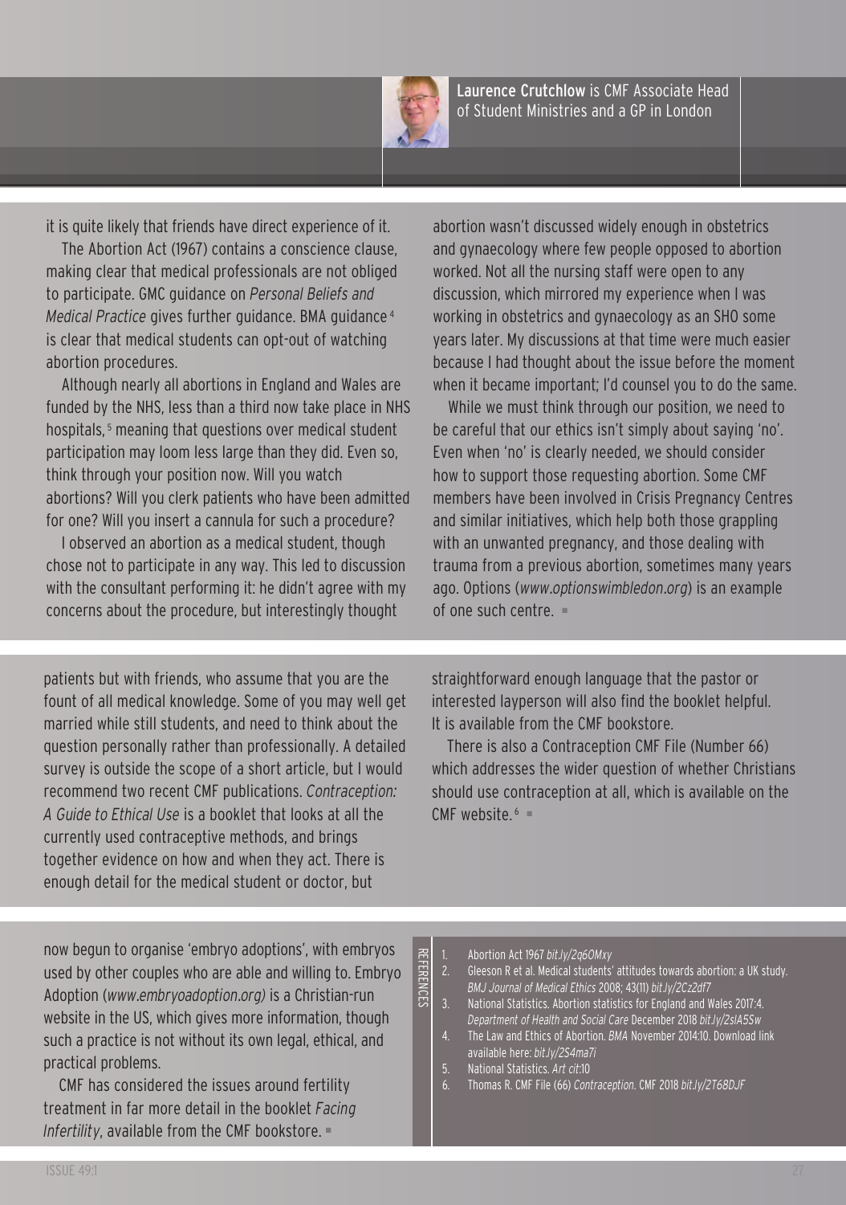**Laurence Crutchlow** is CMF Associate Head of Student Ministries and a GP in London

it is quite likely that friends have direct experience of it.

The Abortion Act (1967) contains a conscience clause, making clear that medical professionals are not obliged to participate. GMC guidance on *Personal Beliefs and Medical Practice* gives further guidance. BMA guidance [4] is clear that medical students can opt-out of watching abortion procedures.

Although nearly all abortions in England and Wales are funded by the NHS, less than a third now take place in NHS hospitals,[5] meaning that questions over medical student participation may loom less large than they did. Even so, think through your position now. Will you watch abortions? Will you clerk patients who have been admitted for one? Will you insert a cannula for such a procedure?

I observed an abortion as a medical student, though chose not to participate in any way. This led to discussion with the consultant performing it: he didn't agree with my concerns about the procedure, but interestingly thought abortion wasn't discussed widely enough in obstetrics and gynaecology where few people opposed to abortion worked. Not all the nursing staff were open to any discussion, which mirrored my experience when I was working in obstetrics and gynaecology as an SHO some years later. My discussions at that time were much easier because I had thought about the issue before the moment when it became important; I'd counsel you to do the same.

While we must think through our position, we need to be careful that our ethics isn't simply about saying 'no'. Even when 'no' is clearly needed, we should consider how to support those requesting abortion. Some CMF members have been involved in Crisis Pregnancy Centres and similar initiatives, which help both those grappling with an unwanted pregnancy, and those dealing with trauma from a previous abortion, sometimes many years ago. Options (*www.optionswimbledon.org*) is an example of one such centre. ▪

patients but with friends, who assume that you are the fount of all medical knowledge. Some of you may well get married while still students, and need to think about the question personally rather than professionally. A detailed survey is outside the scope of a short article, but I would recommend two recent CMF publications. *Contraception: A Guide to Ethical Use* is a booklet that looks at all the currently used contraceptive methods, and brings together evidence on how and when they act. There is enough detail for the medical student or doctor, but straightforward enough language that the pastor or interested layperson will also find the booklet helpful. It is available from the CMF bookstore.

There is also a Contraception CMF File (Number 66) which addresses the wider question of whether Christians should use contraception at all, which is available on the CMF website.[6] ▪

now begun to organise 'embryo adoptions', with embryos used by other couples who are able and willing to. Embryo Adoption (*www.embryoadoption.org)* is a Christian-run website in the US, which gives more information, though such a practice is not without its own legal, ethical, and practical problems.

CMF has considered the issues around fertility treatment in far more detail in the booklet *Facing Infertility*, available from the CMF bookstore. ▪

REFERENCES

1. Abortion Act 1967 *bit.ly/2q6OMxy*
2. Gleeson R et al. Medical students' attitudes towards abortion: a UK study. *BMJ Journal of Medical Ethics* 2008; 43(11) *bit.ly/2Cz2df7*
3. National Statistics. Abortion statistics for England and Wales 2017:4. *Department of Health and Social Care* December 2018 *bit.ly/2slA5Sw*
4. The Law and Ethics of Abortion. *BMA* November 2014:10. Download link available here: *bit.ly/2S4ma7i*
5. National Statistics. *Art cit*:10
6. Thomas R. CMF File (66) *Contraception*. CMF 2018 *bit.ly/2T68DJF*